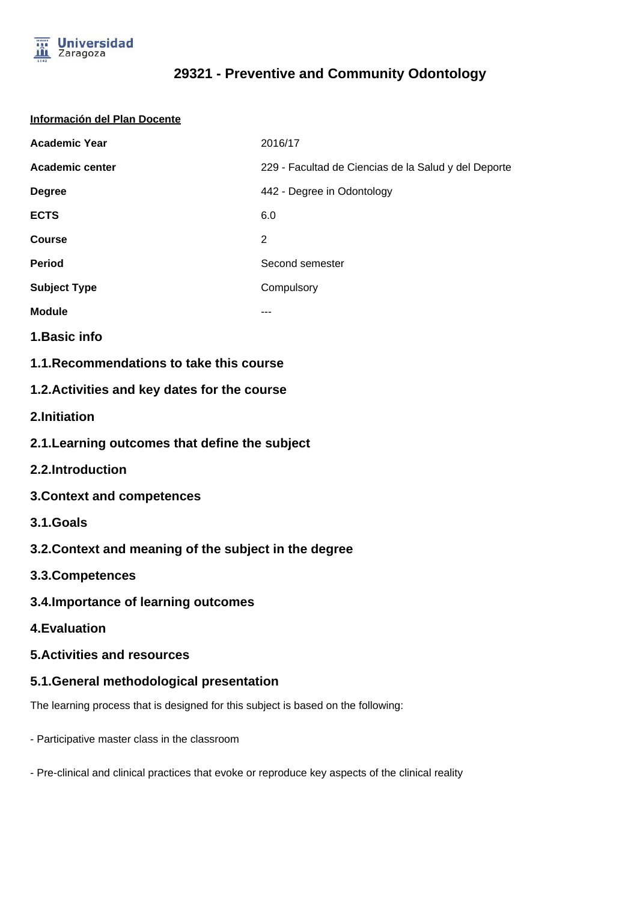# 29321 - Preventive and Community Odontology

**Información del Plan Docente**

| | |
|---|---|
| **Academic Year** | 2016/17 |
| **Academic center** | 229 - Facultad de Ciencias de la Salud y del Deporte |
| **Degree** | 442 - Degree in Odontology |
| **ECTS** | 6.0 |
| **Course** | 2 |
| **Period** | Second semester |
| **Subject Type** | Compulsory |
| **Module** | --- |

## 1.Basic info

### 1.1.Recommendations to take this course

### 1.2.Activities and key dates for the course

## 2.Initiation

### 2.1.Learning outcomes that define the subject

### 2.2.Introduction

## 3.Context and competences

### 3.1.Goals

### 3.2.Context and meaning of the subject in the degree

### 3.3.Competences

### 3.4.Importance of learning outcomes

## 4.Evaluation

## 5.Activities and resources

### 5.1.General methodological presentation

The learning process that is designed for this subject is based on the following:

- Participative master class in the classroom

- Pre-clinical and clinical practices that evoke or reproduce key aspects of the clinical reality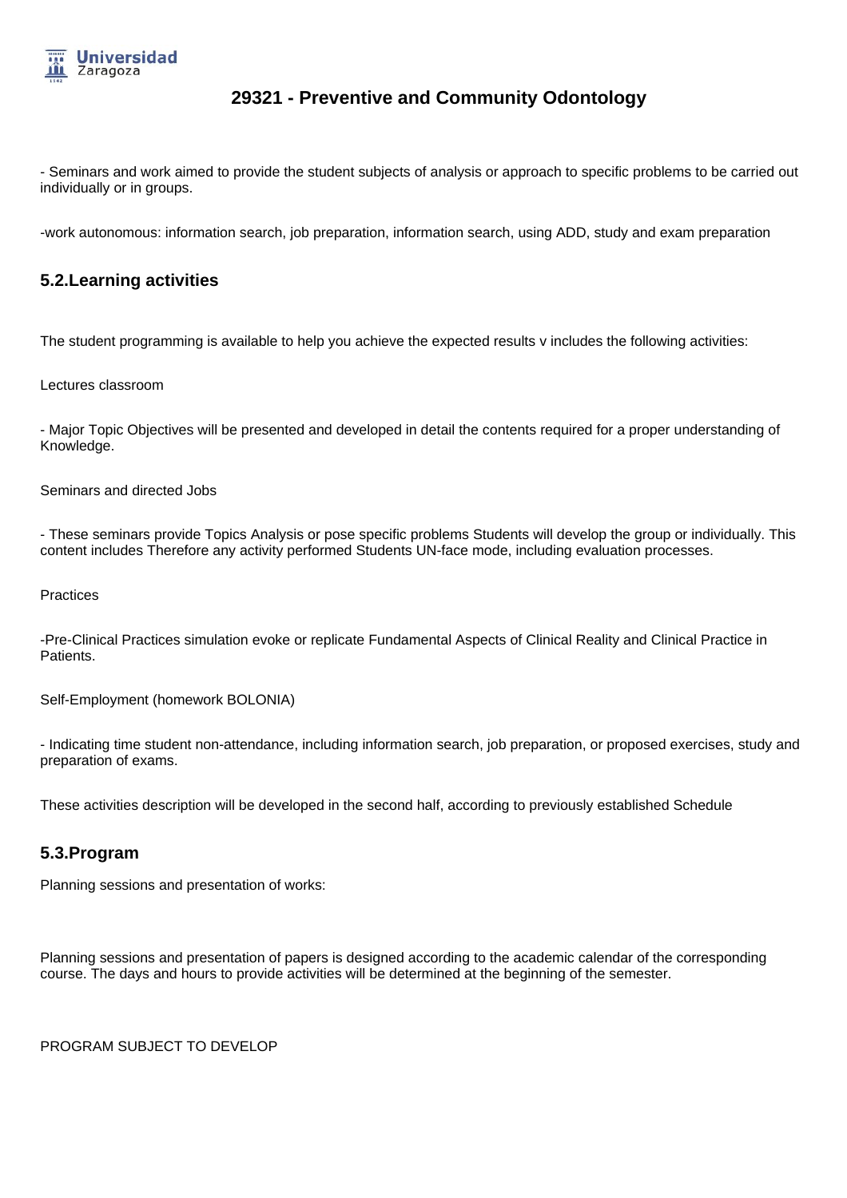- Seminars and work aimed to provide the student subjects of analysis or approach to specific problems to be carried out individually or in groups.

-work autonomous: information search, job preparation, information search, using ADD, study and exam preparation

## 5.2.Learning activities

The student programming is available to help you achieve the expected results v includes the following activities:

Lectures classroom

- Major Topic Objectives will be presented and developed in detail the contents required for a proper understanding of Knowledge.

Seminars and directed Jobs

- These seminars provide Topics Analysis or pose specific problems Students will develop the group or individually. This content includes Therefore any activity performed Students UN-face mode, including evaluation processes.

Practices

-Pre-Clinical Practices simulation evoke or replicate Fundamental Aspects of Clinical Reality and Clinical Practice in Patients.

Self-Employment (homework BOLONIA)

- Indicating time student non-attendance, including information search, job preparation, or proposed exercises, study and preparation of exams.

These activities description will be developed in the second half, according to previously established Schedule

## 5.3.Program

Planning sessions and presentation of works:

Planning sessions and presentation of papers is designed according to the academic calendar of the corresponding course. The days and hours to provide activities will be determined at the beginning of the semester.

PROGRAM SUBJECT TO DEVELOP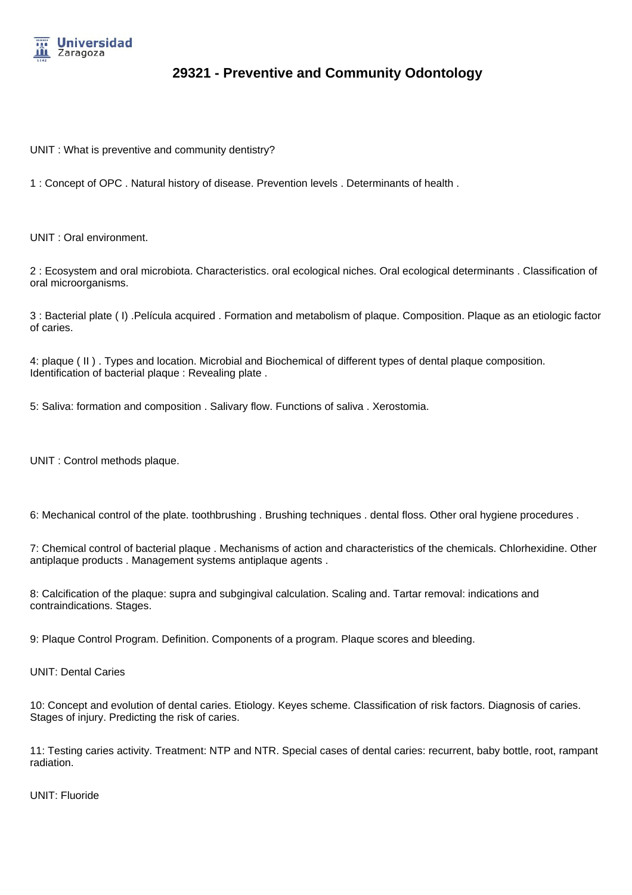# 29321 - Preventive and Community Odontology

UNIT : What is preventive and community dentistry?

1 : Concept of OPC . Natural history of disease. Prevention levels . Determinants of health .

UNIT : Oral environment.

2 : Ecosystem and oral microbiota. Characteristics. oral ecological niches. Oral ecological determinants . Classification of oral microorganisms.

3 : Bacterial plate ( I) .Película acquired . Formation and metabolism of plaque. Composition. Plaque as an etiologic factor of caries.

4: plaque ( II ) . Types and location. Microbial and Biochemical of different types of dental plaque composition. Identification of bacterial plaque : Revealing plate .

5: Saliva: formation and composition . Salivary flow. Functions of saliva . Xerostomia.

UNIT : Control methods plaque.

6: Mechanical control of the plate. toothbrushing . Brushing techniques . dental floss. Other oral hygiene procedures .

7: Chemical control of bacterial plaque . Mechanisms of action and characteristics of the chemicals. Chlorhexidine. Other antiplaque products . Management systems antiplaque agents .

8: Calcification of the plaque: supra and subgingival calculation. Scaling and. Tartar removal: indications and contraindications. Stages.

9: Plaque Control Program. Definition. Components of a program. Plaque scores and bleeding.

UNIT: Dental Caries

10: Concept and evolution of dental caries. Etiology. Keyes scheme. Classification of risk factors. Diagnosis of caries. Stages of injury. Predicting the risk of caries.

11: Testing caries activity. Treatment: NTP and NTR. Special cases of dental caries: recurrent, baby bottle, root, rampant radiation.

UNIT: Fluoride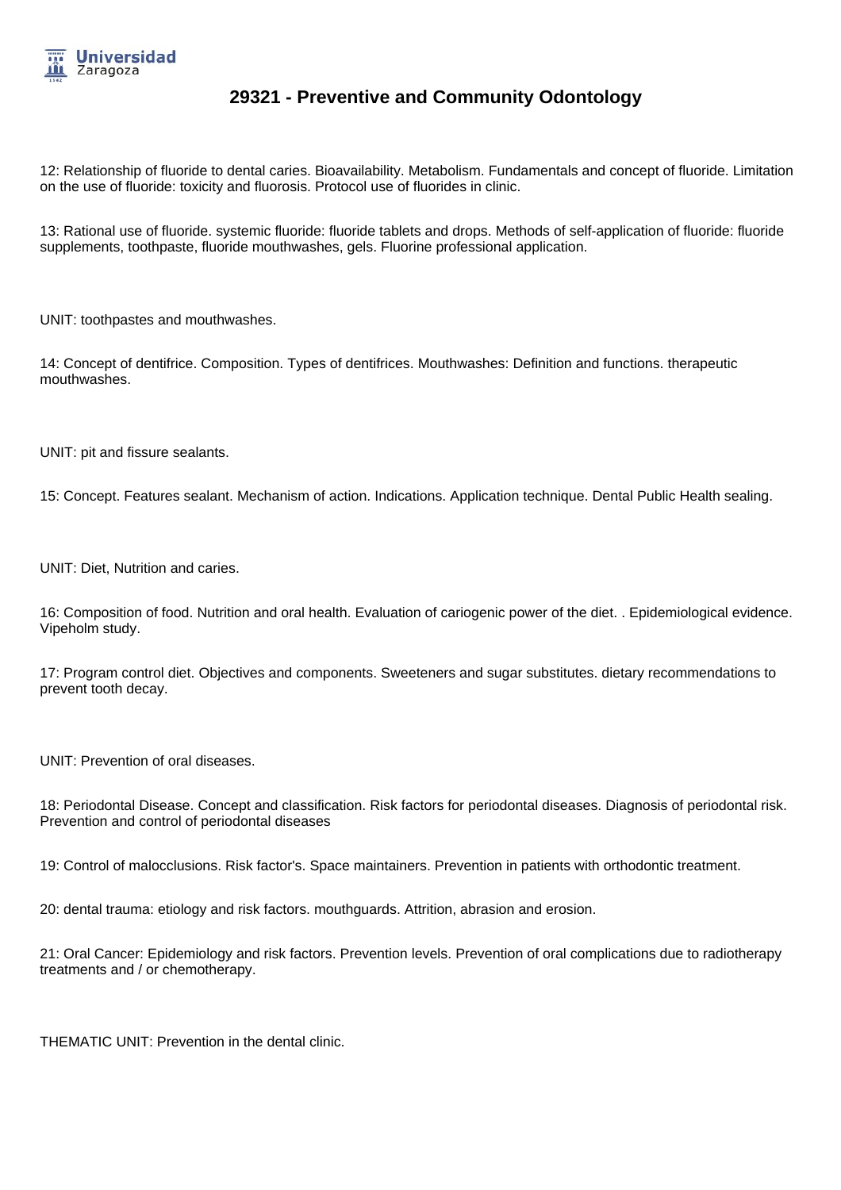12: Relationship of fluoride to dental caries. Bioavailability. Metabolism. Fundamentals and concept of fluoride. Limitation on the use of fluoride: toxicity and fluorosis. Protocol use of fluorides in clinic.

13: Rational use of fluoride. systemic fluoride: fluoride tablets and drops. Methods of self-application of fluoride: fluoride supplements, toothpaste, fluoride mouthwashes, gels. Fluorine professional application.

UNIT: toothpastes and mouthwashes.

14: Concept of dentifrice. Composition. Types of dentifrices. Mouthwashes: Definition and functions. therapeutic mouthwashes.

UNIT: pit and fissure sealants.

15: Concept. Features sealant. Mechanism of action. Indications. Application technique. Dental Public Health sealing.

UNIT: Diet, Nutrition and caries.

16: Composition of food. Nutrition and oral health. Evaluation of cariogenic power of the diet. . Epidemiological evidence. Vipeholm study.

17: Program control diet. Objectives and components. Sweeteners and sugar substitutes. dietary recommendations to prevent tooth decay.

UNIT: Prevention of oral diseases.

18: Periodontal Disease. Concept and classification. Risk factors for periodontal diseases. Diagnosis of periodontal risk. Prevention and control of periodontal diseases

19: Control of malocclusions. Risk factor's. Space maintainers. Prevention in patients with orthodontic treatment.

20: dental trauma: etiology and risk factors. mouthguards. Attrition, abrasion and erosion.

21: Oral Cancer: Epidemiology and risk factors. Prevention levels. Prevention of oral complications due to radiotherapy treatments and / or chemotherapy.

THEMATIC UNIT: Prevention in the dental clinic.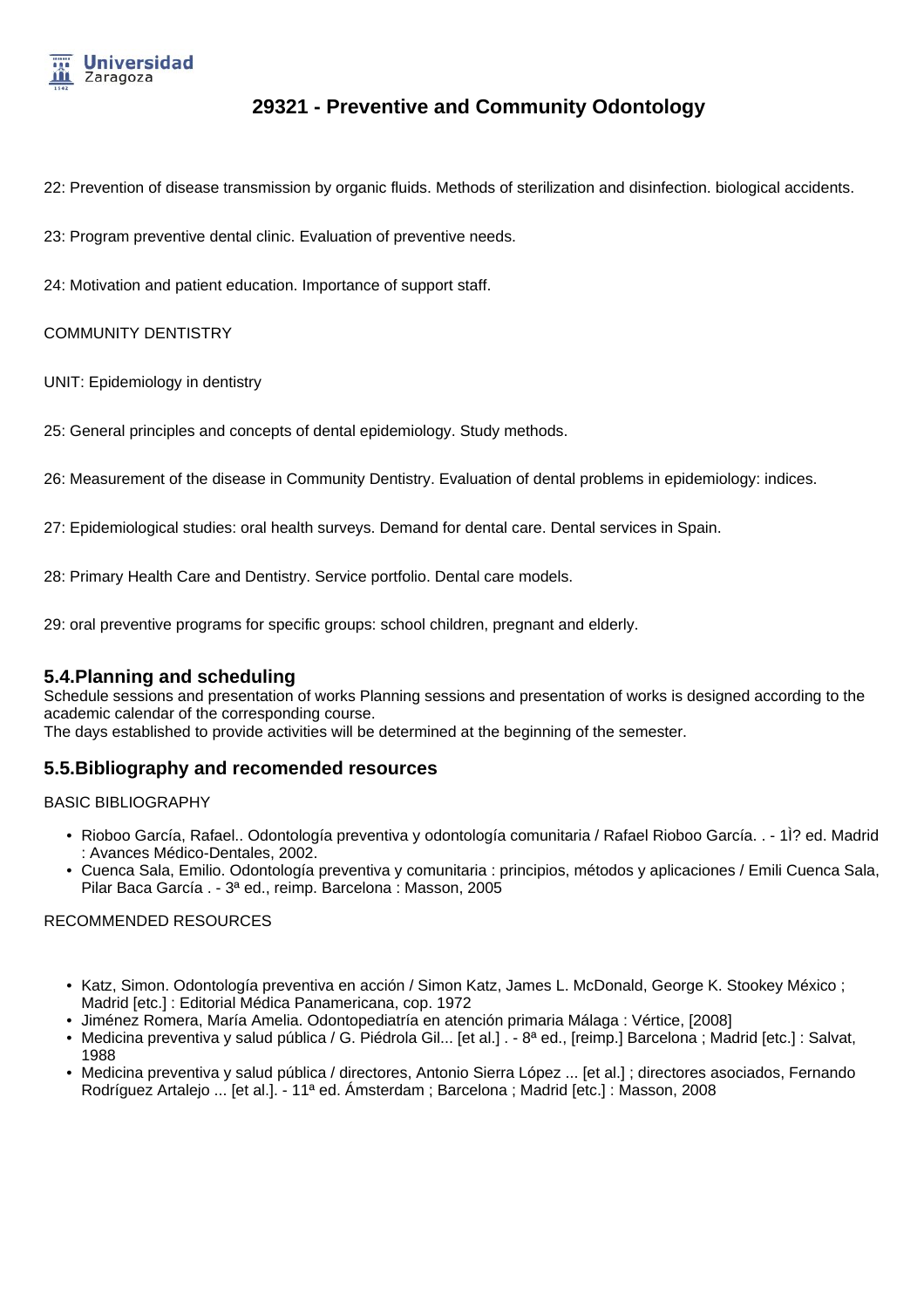22: Prevention of disease transmission by organic fluids. Methods of sterilization and disinfection. biological accidents.

23: Program preventive dental clinic. Evaluation of preventive needs.

24: Motivation and patient education. Importance of support staff.

COMMUNITY DENTISTRY

UNIT: Epidemiology in dentistry

25: General principles and concepts of dental epidemiology. Study methods.

26: Measurement of the disease in Community Dentistry. Evaluation of dental problems in epidemiology: indices.

27: Epidemiological studies: oral health surveys. Demand for dental care. Dental services in Spain.

28: Primary Health Care and Dentistry. Service portfolio. Dental care models.

29: oral preventive programs for specific groups: school children, pregnant and elderly.

## 5.4.Planning and scheduling

Schedule sessions and presentation of works Planning sessions and presentation of works is designed according to the academic calendar of the corresponding course.
The days established to provide activities will be determined at the beginning of the semester.

## 5.5.Bibliography and recomended resources

BASIC BIBLIOGRAPHY

- Rioboo García, Rafael.. Odontología preventiva y odontología comunitaria / Rafael Rioboo García. . - 1Ì? ed. Madrid : Avances Médico-Dentales, 2002.
- Cuenca Sala, Emilio. Odontología preventiva y comunitaria : principios, métodos y aplicaciones / Emili Cuenca Sala, Pilar Baca García . - 3ª ed., reimp. Barcelona : Masson, 2005

RECOMMENDED RESOURCES

- Katz, Simon. Odontología preventiva en acción / Simon Katz, James L. McDonald, George K. Stookey México ; Madrid [etc.] : Editorial Médica Panamericana, cop. 1972
- Jiménez Romera, María Amelia. Odontopediatría en atención primaria Málaga : Vértice, [2008]
- Medicina preventiva y salud pública / G. Piédrola Gil... [et al.] . - 8ª ed., [reimp.] Barcelona ; Madrid [etc.] : Salvat, 1988
- Medicina preventiva y salud pública / directores, Antonio Sierra López ... [et al.] ; directores asociados, Fernando Rodríguez Artalejo ... [et al.]. - 11ª ed. Ámsterdam ; Barcelona ; Madrid [etc.] : Masson, 2008